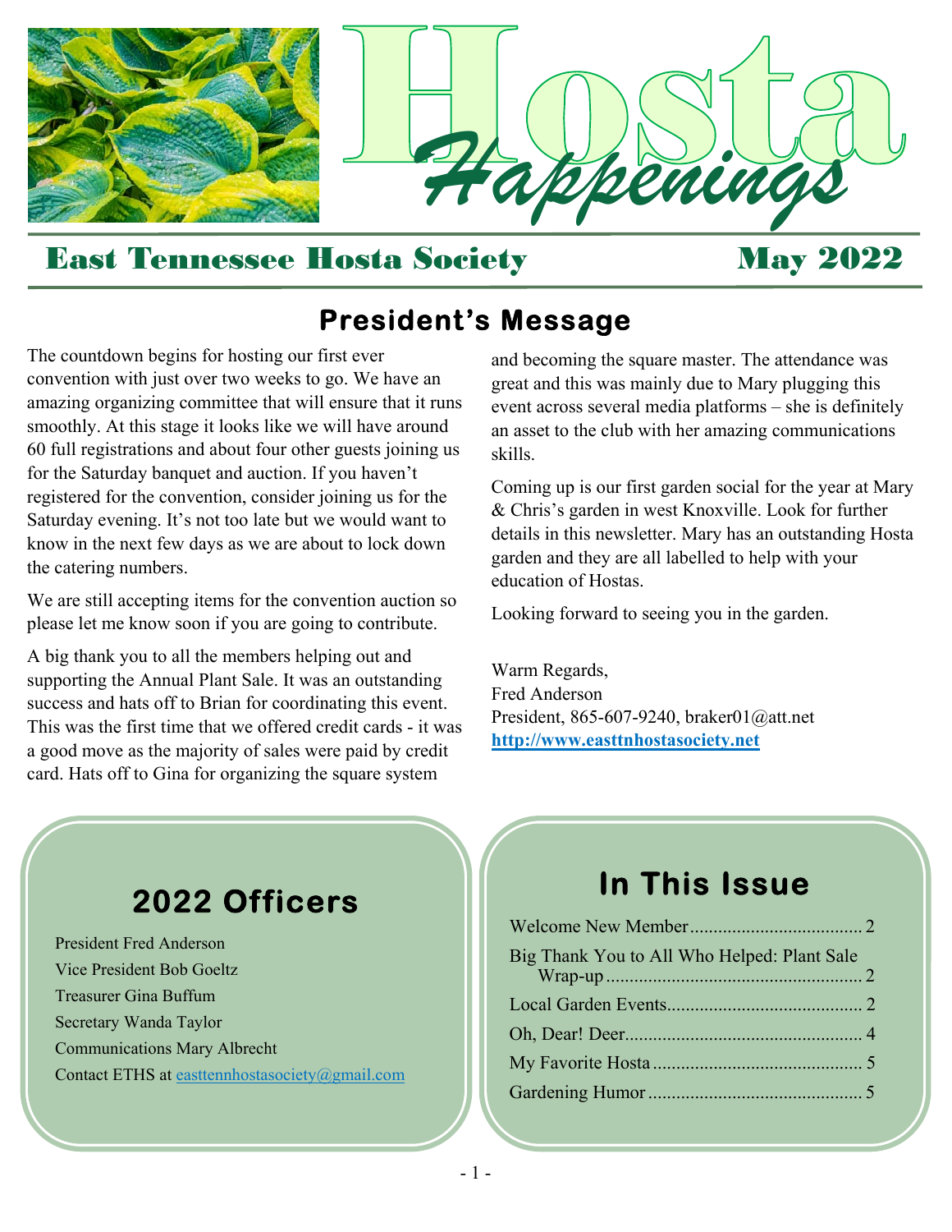# Hosta *Happenings*

## East Tennessee Hosta Society May 2022

## President's Message

The countdown begins for hosting our first ever convention with just over two weeks to go. We have an amazing organizing committee that will ensure that it runs smoothly. At this stage it looks like we will have around 60 full registrations and about four other guests joining us for the Saturday banquet and auction. If you haven't registered for the convention, consider joining us for the Saturday evening. It's not too late but we would want to know in the next few days as we are about to lock down the catering numbers.

We are still accepting items for the convention auction so please let me know soon if you are going to contribute.

A big thank you to all the members helping out and supporting the Annual Plant Sale. It was an outstanding success and hats off to Brian for coordinating this event. This was the first time that we offered credit cards - it was a good move as the majority of sales were paid by credit card. Hats off to Gina for organizing the square system and becoming the square master. The attendance was great and this was mainly due to Mary plugging this event across several media platforms – she is definitely an asset to the club with her amazing communications skills.

Coming up is our first garden social for the year at Mary & Chris's garden in west Knoxville. Look for further details in this newsletter. Mary has an outstanding Hosta garden and they are all labelled to help with your education of Hostas.

Looking forward to seeing you in the garden.

Warm Regards,
Fred Anderson
President, 865-607-9240, braker01@att.net
**http://www.easttnhostasociety.net**

## 2022 Officers

President Fred Anderson
Vice President Bob Goeltz
Treasurer Gina Buffum
Secretary Wanda Taylor
Communications Mary Albrecht
Contact ETHS at easttennhostasociety@gmail.com

## In This Issue

| | |
|---|---|
| Welcome New Member | 2 |
| Big Thank You to All Who Helped: Plant Sale Wrap-up | 2 |
| Local Garden Events | 2 |
| Oh, Dear! Deer | 4 |
| My Favorite Hosta | 5 |
| Gardening Humor | 5 |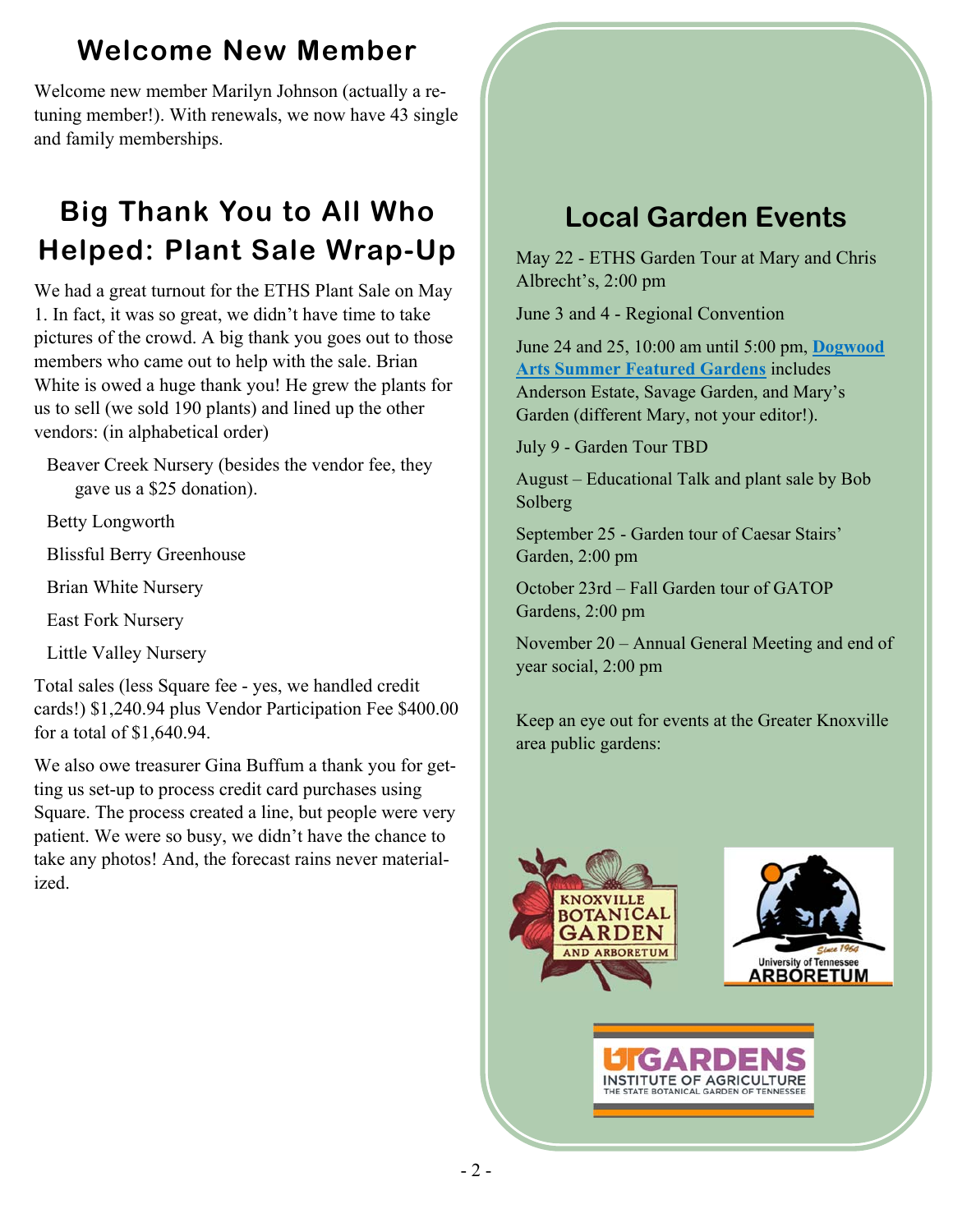## Welcome New Member

Welcome new member Marilyn Johnson (actually a retuning member!). With renewals, we now have 43 single and family memberships.

## Big Thank You to All Who Helped: Plant Sale Wrap-Up

We had a great turnout for the ETHS Plant Sale on May 1. In fact, it was so great, we didn't have time to take pictures of the crowd. A big thank you goes out to those members who came out to help with the sale. Brian White is owed a huge thank you! He grew the plants for us to sell (we sold 190 plants) and lined up the other vendors: (in alphabetical order)

- Beaver Creek Nursery (besides the vendor fee, they gave us a $25 donation).
- Betty Longworth
- Blissful Berry Greenhouse
- Brian White Nursery
- East Fork Nursery
- Little Valley Nursery

Total sales (less Square fee - yes, we handled credit cards!) $1,240.94 plus Vendor Participation Fee $400.00 for a total of $1,640.94.

We also owe treasurer Gina Buffum a thank you for getting us set-up to process credit card purchases using Square. The process created a line, but people were very patient. We were so busy, we didn't have the chance to take any photos! And, the forecast rains never materialized.

## Local Garden Events

May 22 - ETHS Garden Tour at Mary and Chris Albrecht's, 2:00 pm

June 3 and 4 - Regional Convention

June 24 and 25, 10:00 am until 5:00 pm, **Dogwood Arts Summer Featured Gardens** includes Anderson Estate, Savage Garden, and Mary's Garden (different Mary, not your editor!).

July 9 - Garden Tour TBD

August – Educational Talk and plant sale by Bob Solberg

September 25 - Garden tour of Caesar Stairs' Garden, 2:00 pm

October 23rd – Fall Garden tour of GATOP Gardens, 2:00 pm

November 20 – Annual General Meeting and end of year social, 2:00 pm

Keep an eye out for events at the Greater Knoxville area public gardens: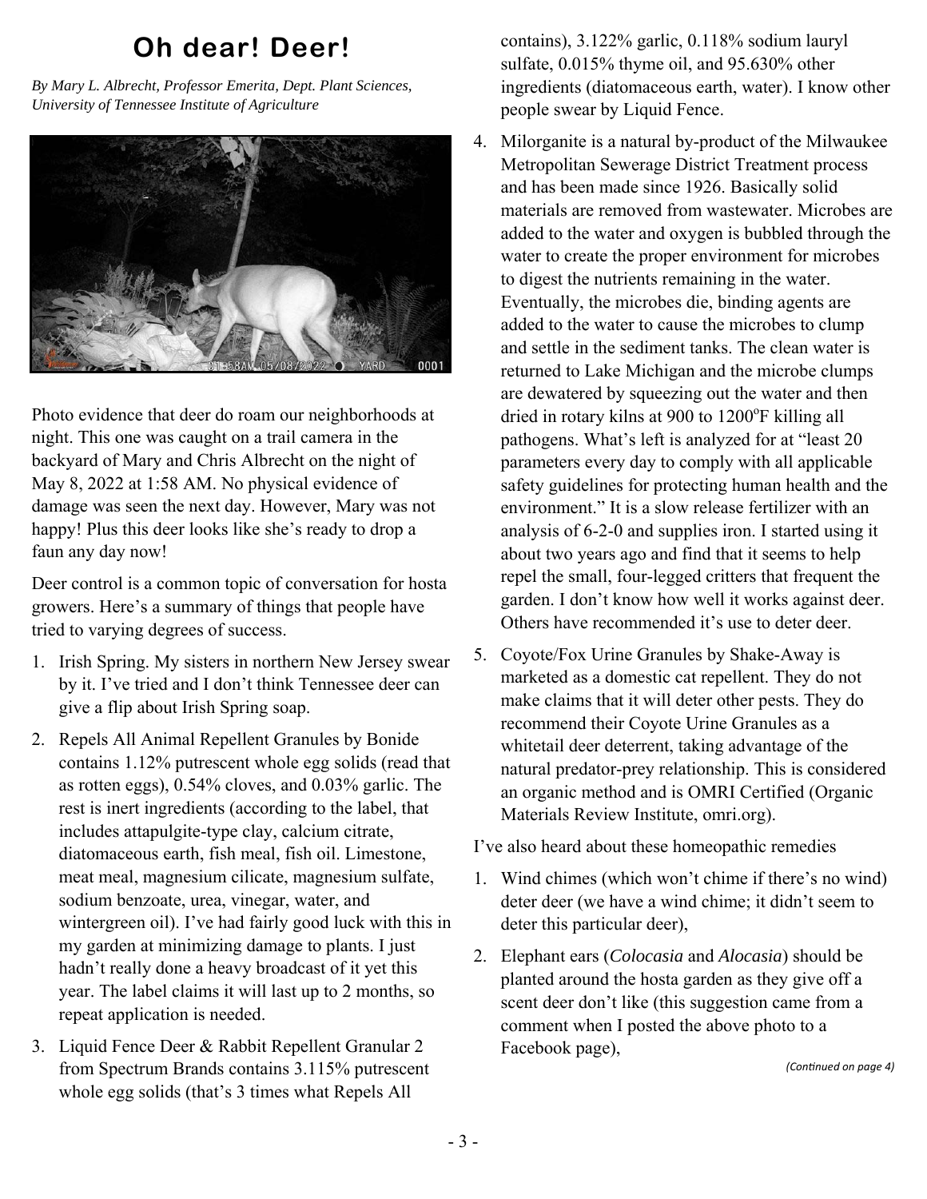# Oh dear! Deer!

*By Mary L. Albrecht, Professor Emerita, Dept. Plant Sciences, University of Tennessee Institute of Agriculture*

Photo evidence that deer do roam our neighborhoods at night. This one was caught on a trail camera in the backyard of Mary and Chris Albrecht on the night of May 8, 2022 at 1:58 AM. No physical evidence of damage was seen the next day. However, Mary was not happy! Plus this deer looks like she's ready to drop a faun any day now!

Deer control is a common topic of conversation for hosta growers. Here's a summary of things that people have tried to varying degrees of success.

1. Irish Spring. My sisters in northern New Jersey swear by it. I've tried and I don't think Tennessee deer can give a flip about Irish Spring soap.
2. Repels All Animal Repellent Granules by Bonide contains 1.12% putrescent whole egg solids (read that as rotten eggs), 0.54% cloves, and 0.03% garlic. The rest is inert ingredients (according to the label, that includes attapulgite-type clay, calcium citrate, diatomaceous earth, fish meal, fish oil. Limestone, meat meal, magnesium cilicate, magnesium sulfate, sodium benzoate, urea, vinegar, water, and wintergreen oil). I've had fairly good luck with this in my garden at minimizing damage to plants. I just hadn't really done a heavy broadcast of it yet this year. The label claims it will last up to 2 months, so repeat application is needed.
3. Liquid Fence Deer & Rabbit Repellent Granular 2 from Spectrum Brands contains 3.115% putrescent whole egg solids (that's 3 times what Repels All contains), 3.122% garlic, 0.118% sodium lauryl sulfate, 0.015% thyme oil, and 95.630% other ingredients (diatomaceous earth, water). I know other people swear by Liquid Fence.
4. Milorganite is a natural by-product of the Milwaukee Metropolitan Sewerage District Treatment process and has been made since 1926. Basically solid materials are removed from wastewater. Microbes are added to the water and oxygen is bubbled through the water to create the proper environment for microbes to digest the nutrients remaining in the water. Eventually, the microbes die, binding agents are added to the water to cause the microbes to clump and settle in the sediment tanks. The clean water is returned to Lake Michigan and the microbe clumps are dewatered by squeezing out the water and then dried in rotary kilns at 900 to 1200$^{o}$F killing all pathogens. What's left is analyzed for at "least 20 parameters every day to comply with all applicable safety guidelines for protecting human health and the environment." It is a slow release fertilizer with an analysis of 6-2-0 and supplies iron. I started using it about two years ago and find that it seems to help repel the small, four-legged critters that frequent the garden. I don't know how well it works against deer. Others have recommended it's use to deter deer.
5. Coyote/Fox Urine Granules by Shake-Away is marketed as a domestic cat repellent. They do not make claims that it will deter other pests. They do recommend their Coyote Urine Granules as a whitetail deer deterrent, taking advantage of the natural predator-prey relationship. This is considered an organic method and is OMRI Certified (Organic Materials Review Institute, omri.org).

I've also heard about these homeopathic remedies

1. Wind chimes (which won't chime if there's no wind) deter deer (we have a wind chime; it didn't seem to deter this particular deer),
2. Elephant ears (*Colocasia* and *Alocasia*) should be planted around the hosta garden as they give off a scent deer don't like (this suggestion came from a comment when I posted the above photo to a Facebook page),

*(Continued on page 4)*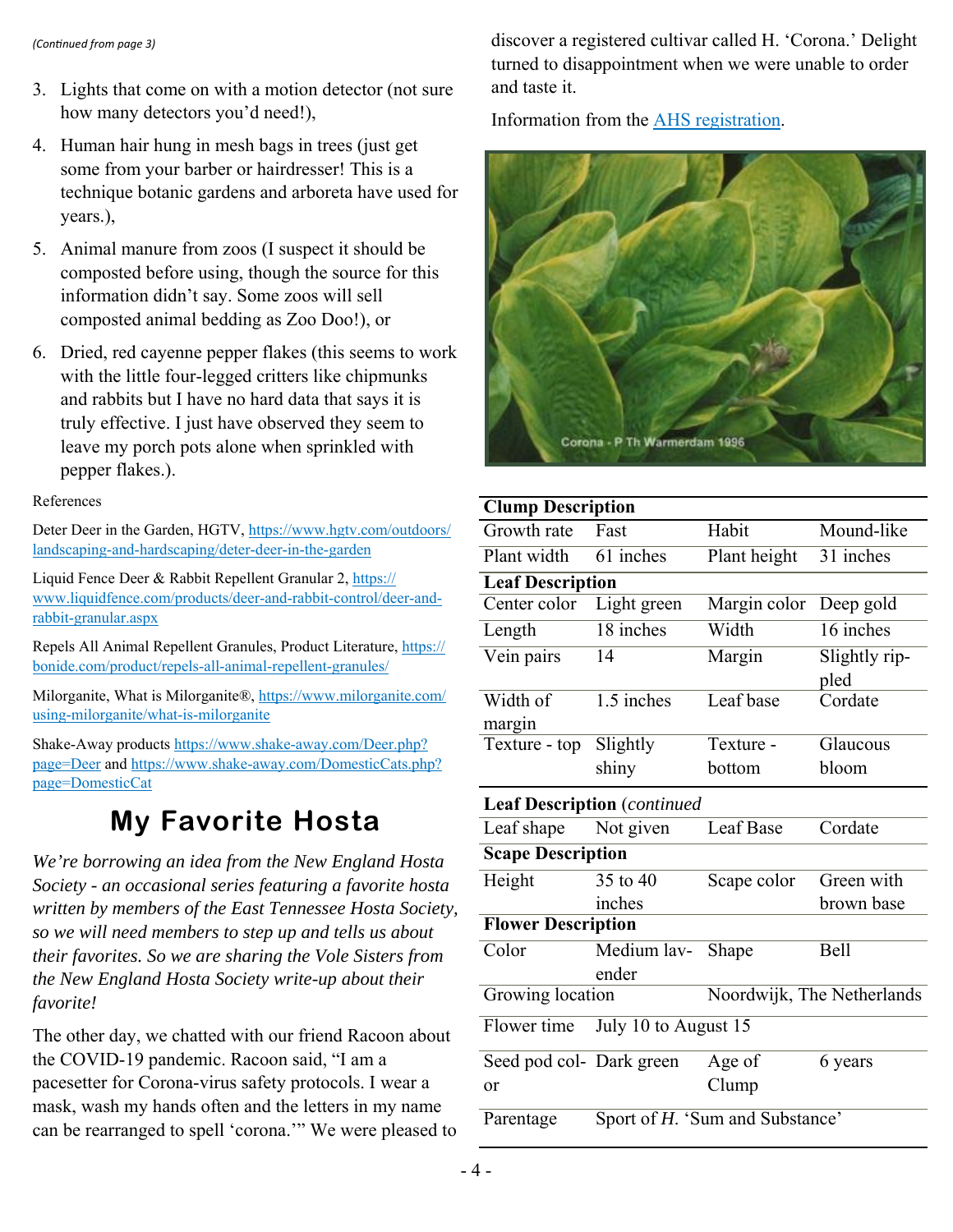*(Continued from page 3)*

3. Lights that come on with a motion detector (not sure how many detectors you'd need!),
4. Human hair hung in mesh bags in trees (just get some from your barber or hairdresser! This is a technique botanic gardens and arboreta have used for years.),
5. Animal manure from zoos (I suspect it should be composted before using, though the source for this information didn't say. Some zoos will sell composted animal bedding as Zoo Doo!), or
6. Dried, red cayenne pepper flakes (this seems to work with the little four-legged critters like chipmunks and rabbits but I have no hard data that says it is truly effective. I just have observed they seem to leave my porch pots alone when sprinkled with pepper flakes.).

References

Deter Deer in the Garden, HGTV, https://www.hgtv.com/outdoors/landscaping-and-hardscaping/deter-deer-in-the-garden

Liquid Fence Deer & Rabbit Repellent Granular 2, https://www.liquidfence.com/products/deer-and-rabbit-control/deer-and-rabbit-granular.aspx

Repels All Animal Repellent Granules, Product Literature, https://bonide.com/product/repels-all-animal-repellent-granules/

Milorganite, What is Milorganite®, https://www.milorganite.com/using-milorganite/what-is-milorganite

Shake-Away products https://www.shake-away.com/Deer.php?page=Deer and https://www.shake-away.com/DomesticCats.php?page=DomesticCat

# My Favorite Hosta

*We're borrowing an idea from the New England Hosta Society - an occasional series featuring a favorite hosta written by members of the East Tennessee Hosta Society, so we will need members to step up and tells us about their favorites. So we are sharing the Vole Sisters from the New England Hosta Society write-up about their favorite!*

The other day, we chatted with our friend Racoon about the COVID-19 pandemic. Racoon said, "I am a pacesetter for Corona-virus safety protocols. I wear a mask, wash my hands often and the letters in my name can be rearranged to spell 'corona.'" We were pleased to discover a registered cultivar called H. 'Corona.' Delight turned to disappointment when we were unable to order and taste it.

Information from the AHS registration.

Corona - P Th Warmerdam 1996

| **Clump Description** | | | |
|---|---|---|---|
| Growth rate | Fast | Habit | Mound-like |
| Plant width | 61 inches | Plant height | 31 inches |
| **Leaf Description** | | | |
| Center color | Light green | Margin color | Deep gold |
| Length | 18 inches | Width | 16 inches |
| Vein pairs | 14 | Margin | Slightly rippled |
| Width of margin | 1.5 inches | Leaf base | Cordate |
| Texture - top | Slightly shiny | Texture - bottom | Glaucous bloom |
| **Leaf Description** *(continued* | | | |
| Leaf shape | Not given | Leaf Base | Cordate |
| **Scape Description** | | | |
| Height | 35 to 40 inches | Scape color | Green with brown base |
| **Flower Description** | | | |
| Color | Medium lavender | Shape | Bell |
| Growing location | | Noordwijk, The Netherlands | |
| Flower time | July 10 to August 15 | | |
| Seed pod color | Dark green | Age of Clump | 6 years |
| Parentage | Sport of *H.* 'Sum and Substance' | | |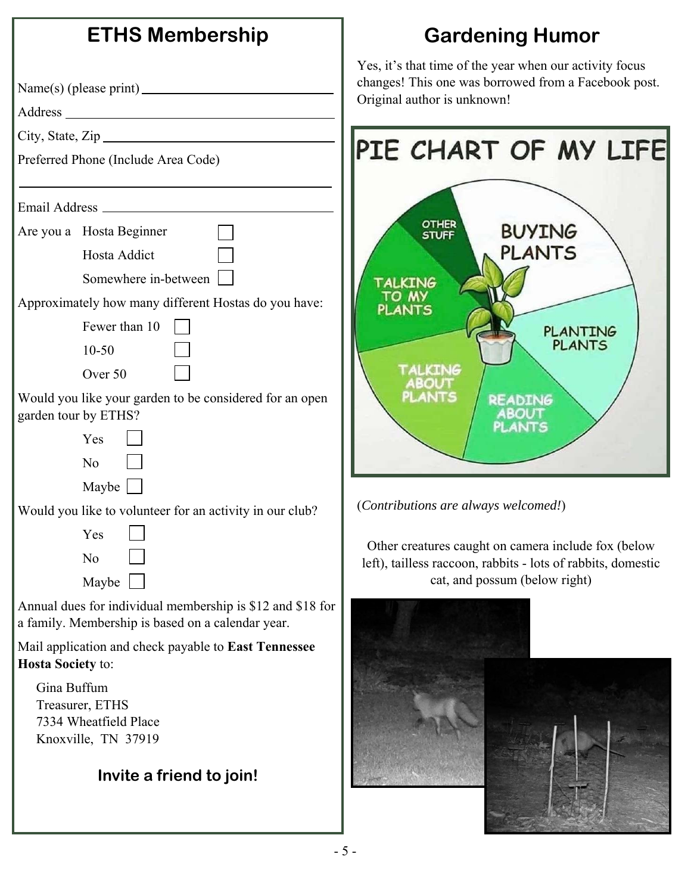## ETHS Membership

Name(s) (please print) ____________________

Address ____________________

City, State, Zip ____________________

Preferred Phone (Include Area Code)

____________________

Email Address ____________________

Are you a
- Hosta Beginner ☐
- Hosta Addict ☐
- Somewhere in-between ☐

Approximately how many different Hostas do you have:
- Fewer than 10 ☐
- 10-50 ☐
- Over 50 ☐

Would you like your garden to be considered for an open garden tour by ETHS?
- Yes ☐
- No ☐
- Maybe ☐

Would you like to volunteer for an activity in our club?
- Yes ☐
- No ☐
- Maybe ☐

Annual dues for individual membership is $12 and $18 for a family. Membership is based on a calendar year.

Mail application and check payable to **East Tennessee Hosta Society** to:

Gina Buffum
Treasurer, ETHS
7334 Wheatfield Place
Knoxville, TN 37919

**Invite a friend to join!**

## Gardening Humor

Yes, it's that time of the year when our activity focus changes! This one was borrowed from a Facebook post. Original author is unknown!

PIE CHART OF MY LIFE

OTHER STUFF

BUYING PLANTS

TALKING TO MY PLANTS

PLANTING PLANTS

TALKING ABOUT PLANTS

READING ABOUT PLANTS

(*Contributions are always welcomed!*)

Other creatures caught on camera include fox (below left), tailless raccoon, rabbits - lots of rabbits, domestic cat, and possum (below right)